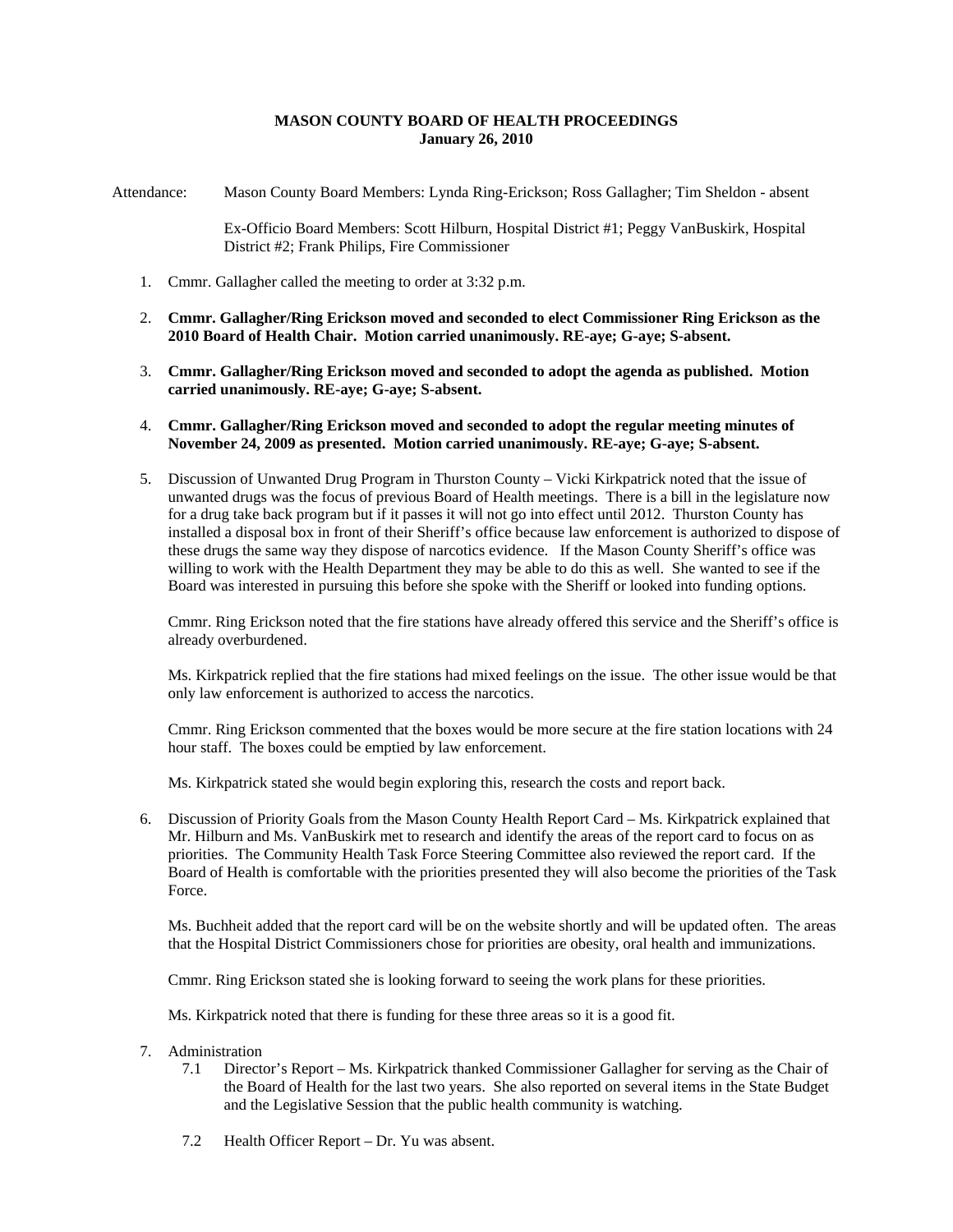**MASON COUNTY BOARD OF HEALTH PROCEEDINGS**
**January 26, 2010**

Attendance: Mason County Board Members: Lynda Ring-Erickson; Ross Gallagher; Tim Sheldon - absent

Ex-Officio Board Members: Scott Hilburn, Hospital District #1; Peggy VanBuskirk, Hospital District #2; Frank Philips, Fire Commissioner

1. Cmmr. Gallagher called the meeting to order at 3:32 p.m.

2. **Cmmr. Gallagher/Ring Erickson moved and seconded to elect Commissioner Ring Erickson as the 2010 Board of Health Chair. Motion carried unanimously. RE-aye; G-aye; S-absent.**

3. **Cmmr. Gallagher/Ring Erickson moved and seconded to adopt the agenda as published. Motion carried unanimously. RE-aye; G-aye; S-absent.**

4. **Cmmr. Gallagher/Ring Erickson moved and seconded to adopt the regular meeting minutes of November 24, 2009 as presented. Motion carried unanimously. RE-aye; G-aye; S-absent.**

5. Discussion of Unwanted Drug Program in Thurston County – Vicki Kirkpatrick noted that the issue of unwanted drugs was the focus of previous Board of Health meetings. There is a bill in the legislature now for a drug take back program but if it passes it will not go into effect until 2012. Thurston County has installed a disposal box in front of their Sheriff's office because law enforcement is authorized to dispose of these drugs the same way they dispose of narcotics evidence. If the Mason County Sheriff's office was willing to work with the Health Department they may be able to do this as well. She wanted to see if the Board was interested in pursuing this before she spoke with the Sheriff or looked into funding options.

   Cmmr. Ring Erickson noted that the fire stations have already offered this service and the Sheriff's office is already overburdened.

   Ms. Kirkpatrick replied that the fire stations had mixed feelings on the issue. The other issue would be that only law enforcement is authorized to access the narcotics.

   Cmmr. Ring Erickson commented that the boxes would be more secure at the fire station locations with 24 hour staff. The boxes could be emptied by law enforcement.

   Ms. Kirkpatrick stated she would begin exploring this, research the costs and report back.

6. Discussion of Priority Goals from the Mason County Health Report Card – Ms. Kirkpatrick explained that Mr. Hilburn and Ms. VanBuskirk met to research and identify the areas of the report card to focus on as priorities. The Community Health Task Force Steering Committee also reviewed the report card. If the Board of Health is comfortable with the priorities presented they will also become the priorities of the Task Force.

   Ms. Buchheit added that the report card will be on the website shortly and will be updated often. The areas that the Hospital District Commissioners chose for priorities are obesity, oral health and immunizations.

   Cmmr. Ring Erickson stated she is looking forward to seeing the work plans for these priorities.

   Ms. Kirkpatrick noted that there is funding for these three areas so it is a good fit.

7. Administration
   - 7.1 Director's Report – Ms. Kirkpatrick thanked Commissioner Gallagher for serving as the Chair of the Board of Health for the last two years. She also reported on several items in the State Budget and the Legislative Session that the public health community is watching.

   - 7.2 Health Officer Report – Dr. Yu was absent.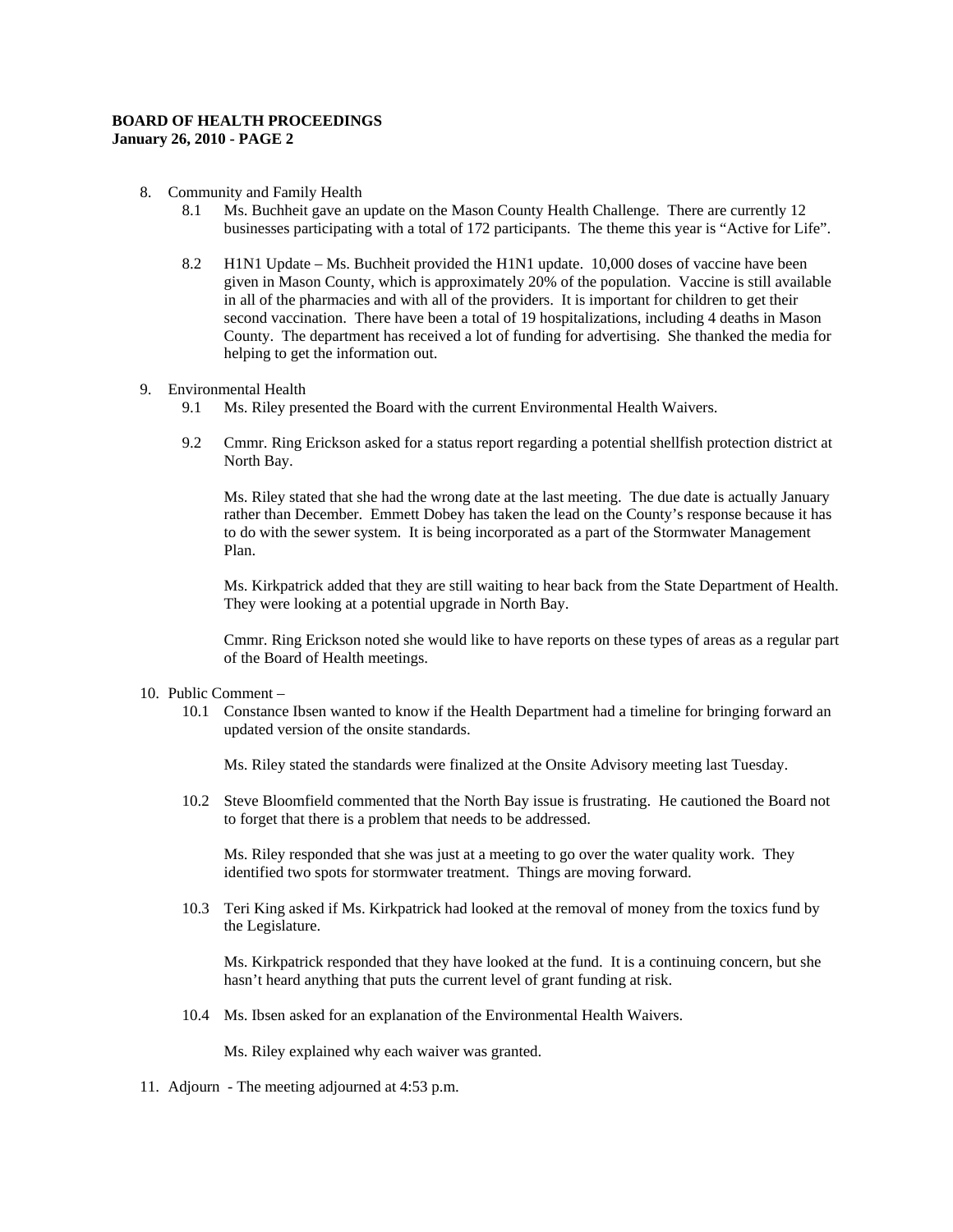**BOARD OF HEALTH PROCEEDINGS**
**January 26, 2010 - PAGE 2**

8. Community and Family Health
   - 8.1 Ms. Buchheit gave an update on the Mason County Health Challenge. There are currently 12 businesses participating with a total of 172 participants. The theme this year is "Active for Life".
   - 8.2 H1N1 Update – Ms. Buchheit provided the H1N1 update. 10,000 doses of vaccine have been given in Mason County, which is approximately 20% of the population. Vaccine is still available in all of the pharmacies and with all of the providers. It is important for children to get their second vaccination. There have been a total of 19 hospitalizations, including 4 deaths in Mason County. The department has received a lot of funding for advertising. She thanked the media for helping to get the information out.

9. Environmental Health
   - 9.1 Ms. Riley presented the Board with the current Environmental Health Waivers.
   - 9.2 Cmmr. Ring Erickson asked for a status report regarding a potential shellfish protection district at North Bay.

     Ms. Riley stated that she had the wrong date at the last meeting. The due date is actually January rather than December. Emmett Dobey has taken the lead on the County's response because it has to do with the sewer system. It is being incorporated as a part of the Stormwater Management Plan.

     Ms. Kirkpatrick added that they are still waiting to hear back from the State Department of Health. They were looking at a potential upgrade in North Bay.

     Cmmr. Ring Erickson noted she would like to have reports on these types of areas as a regular part of the Board of Health meetings.

10. Public Comment –
    - 10.1 Constance Ibsen wanted to know if the Health Department had a timeline for bringing forward an updated version of the onsite standards.

      Ms. Riley stated the standards were finalized at the Onsite Advisory meeting last Tuesday.
    - 10.2 Steve Bloomfield commented that the North Bay issue is frustrating. He cautioned the Board not to forget that there is a problem that needs to be addressed.

      Ms. Riley responded that she was just at a meeting to go over the water quality work. They identified two spots for stormwater treatment. Things are moving forward.
    - 10.3 Teri King asked if Ms. Kirkpatrick had looked at the removal of money from the toxics fund by the Legislature.

      Ms. Kirkpatrick responded that they have looked at the fund. It is a continuing concern, but she hasn't heard anything that puts the current level of grant funding at risk.
    - 10.4 Ms. Ibsen asked for an explanation of the Environmental Health Waivers.

      Ms. Riley explained why each waiver was granted.

11. Adjourn - The meeting adjourned at 4:53 p.m.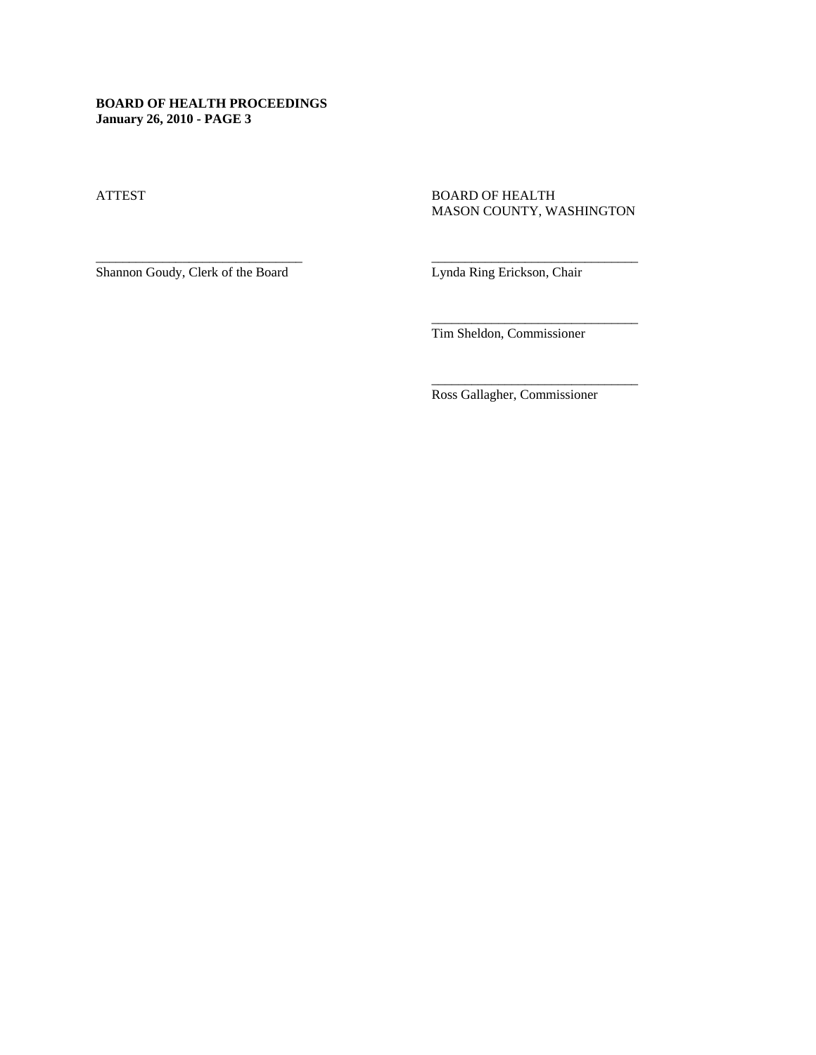**BOARD OF HEALTH PROCEEDINGS**
**January 26, 2010 - PAGE 3**

ATTEST

BOARD OF HEALTH
MASON COUNTY, WASHINGTON

\_\_\_\_\_\_\_\_\_\_\_\_\_\_\_\_\_\_\_\_\_\_\_\_\_\_\_\_\_\_\_
Shannon Goudy, Clerk of the Board

\_\_\_\_\_\_\_\_\_\_\_\_\_\_\_\_\_\_\_\_\_\_\_\_\_\_\_\_\_\_\_
Lynda Ring Erickson, Chair

\_\_\_\_\_\_\_\_\_\_\_\_\_\_\_\_\_\_\_\_\_\_\_\_\_\_\_\_\_\_\_
Tim Sheldon, Commissioner

\_\_\_\_\_\_\_\_\_\_\_\_\_\_\_\_\_\_\_\_\_\_\_\_\_\_\_\_\_\_\_
Ross Gallagher, Commissioner